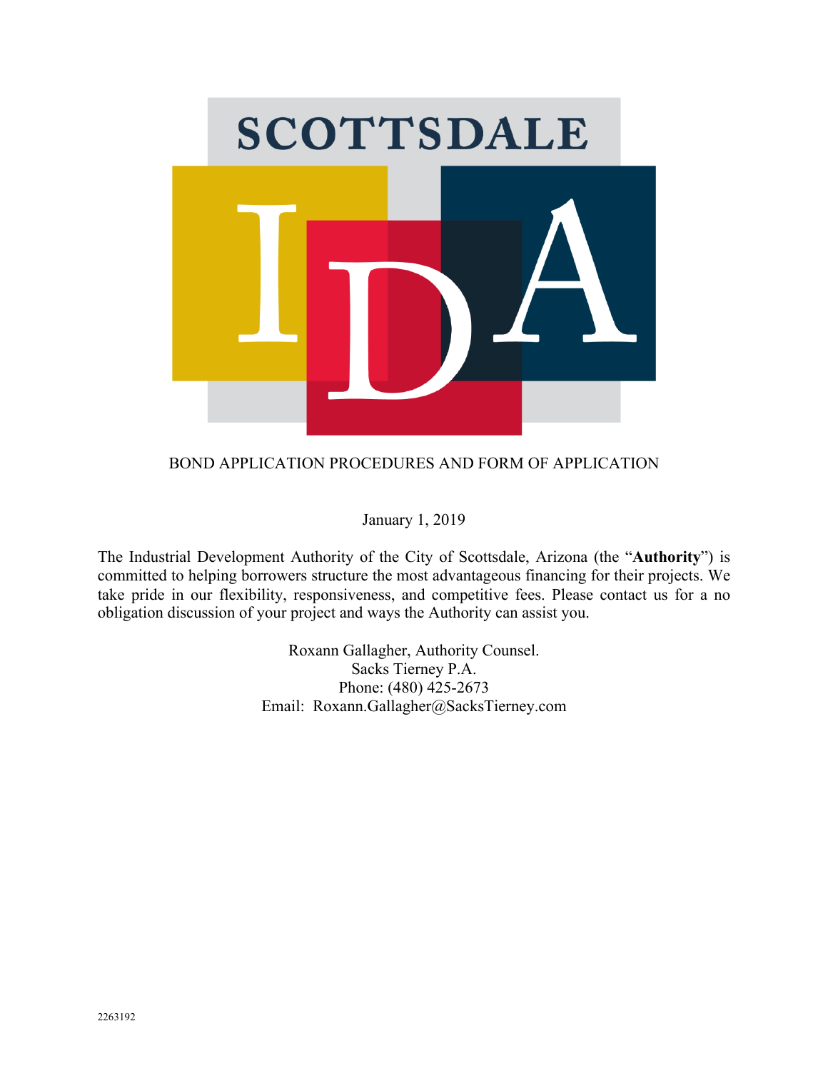# SCOTTSDALE IDA

BOND APPLICATION PROCEDURES AND FORM OF APPLICATION

January 1, 2019

The Industrial Development Authority of the City of Scottsdale, Arizona (the "**Authority**") is committed to helping borrowers structure the most advantageous financing for their projects. We take pride in our flexibility, responsiveness, and competitive fees. Please contact us for a no obligation discussion of your project and ways the Authority can assist you.

Roxann Gallagher, Authority Counsel.
Sacks Tierney P.A.
Phone: (480) 425-2673
Email: Roxann.Gallagher@SacksTierney.com

2263192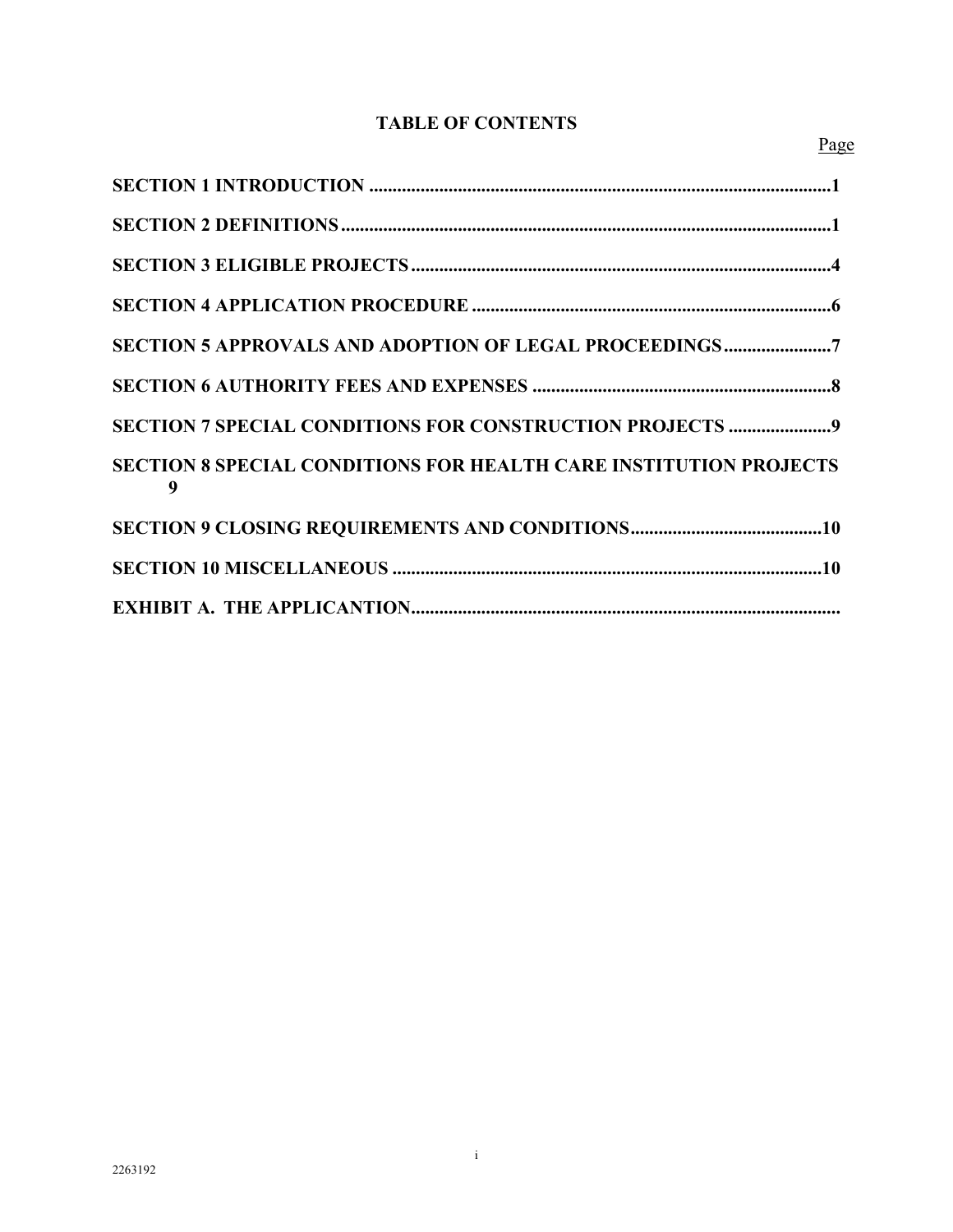# TABLE OF CONTENTS

| | Page |
|---|---|
| **SECTION 1 INTRODUCTION** | **1** |
| **SECTION 2 DEFINITIONS** | **1** |
| **SECTION 3 ELIGIBLE PROJECTS** | **4** |
| **SECTION 4 APPLICATION PROCEDURE** | **6** |
| **SECTION 5 APPROVALS AND ADOPTION OF LEGAL PROCEEDINGS** | **7** |
| **SECTION 6 AUTHORITY FEES AND EXPENSES** | **8** |
| **SECTION 7 SPECIAL CONDITIONS FOR CONSTRUCTION PROJECTS** | **9** |
| **SECTION 8 SPECIAL CONDITIONS FOR HEALTH CARE INSTITUTION PROJECTS** | **9** |
| **SECTION 9 CLOSING REQUIREMENTS AND CONDITIONS** | **10** |
| **SECTION 10 MISCELLANEOUS** | **10** |
| **EXHIBIT A. THE APPLICANTION** | |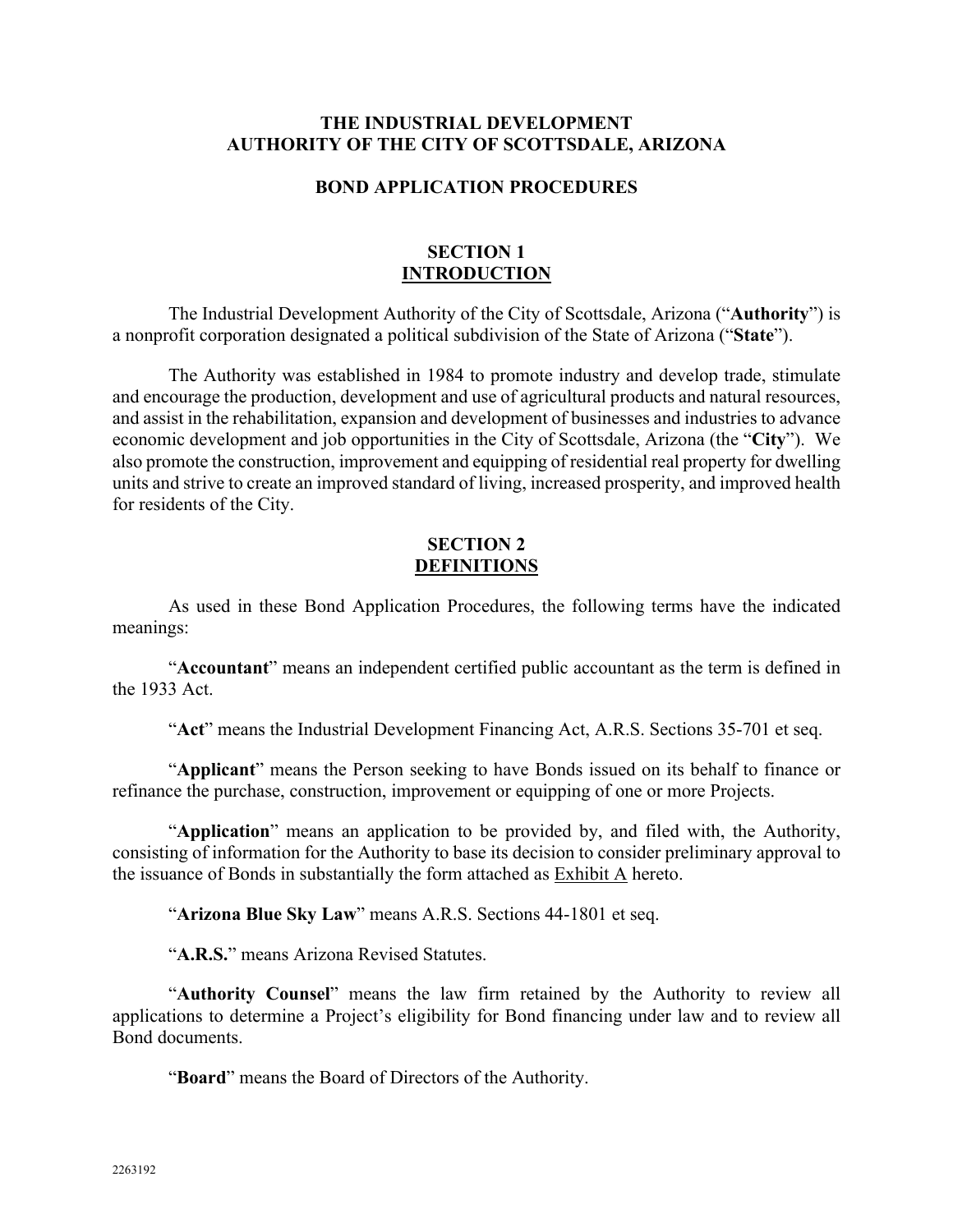# THE INDUSTRIAL DEVELOPMENT AUTHORITY OF THE CITY OF SCOTTSDALE, ARIZONA

## BOND APPLICATION PROCEDURES

## SECTION 1 INTRODUCTION

The Industrial Development Authority of the City of Scottsdale, Arizona ("**Authority**") is a nonprofit corporation designated a political subdivision of the State of Arizona ("**State**").

The Authority was established in 1984 to promote industry and develop trade, stimulate and encourage the production, development and use of agricultural products and natural resources, and assist in the rehabilitation, expansion and development of businesses and industries to advance economic development and job opportunities in the City of Scottsdale, Arizona (the "**City**"). We also promote the construction, improvement and equipping of residential real property for dwelling units and strive to create an improved standard of living, increased prosperity, and improved health for residents of the City.

## SECTION 2 DEFINITIONS

As used in these Bond Application Procedures, the following terms have the indicated meanings:

"**Accountant**" means an independent certified public accountant as the term is defined in the 1933 Act.

"**Act**" means the Industrial Development Financing Act, A.R.S. Sections 35-701 et seq.

"**Applicant**" means the Person seeking to have Bonds issued on its behalf to finance or refinance the purchase, construction, improvement or equipping of one or more Projects.

"**Application**" means an application to be provided by, and filed with, the Authority, consisting of information for the Authority to base its decision to consider preliminary approval to the issuance of Bonds in substantially the form attached as Exhibit A hereto.

"**Arizona Blue Sky Law**" means A.R.S. Sections 44-1801 et seq.

"**A.R.S.**" means Arizona Revised Statutes.

"**Authority Counsel**" means the law firm retained by the Authority to review all applications to determine a Project's eligibility for Bond financing under law and to review all Bond documents.

"**Board**" means the Board of Directors of the Authority.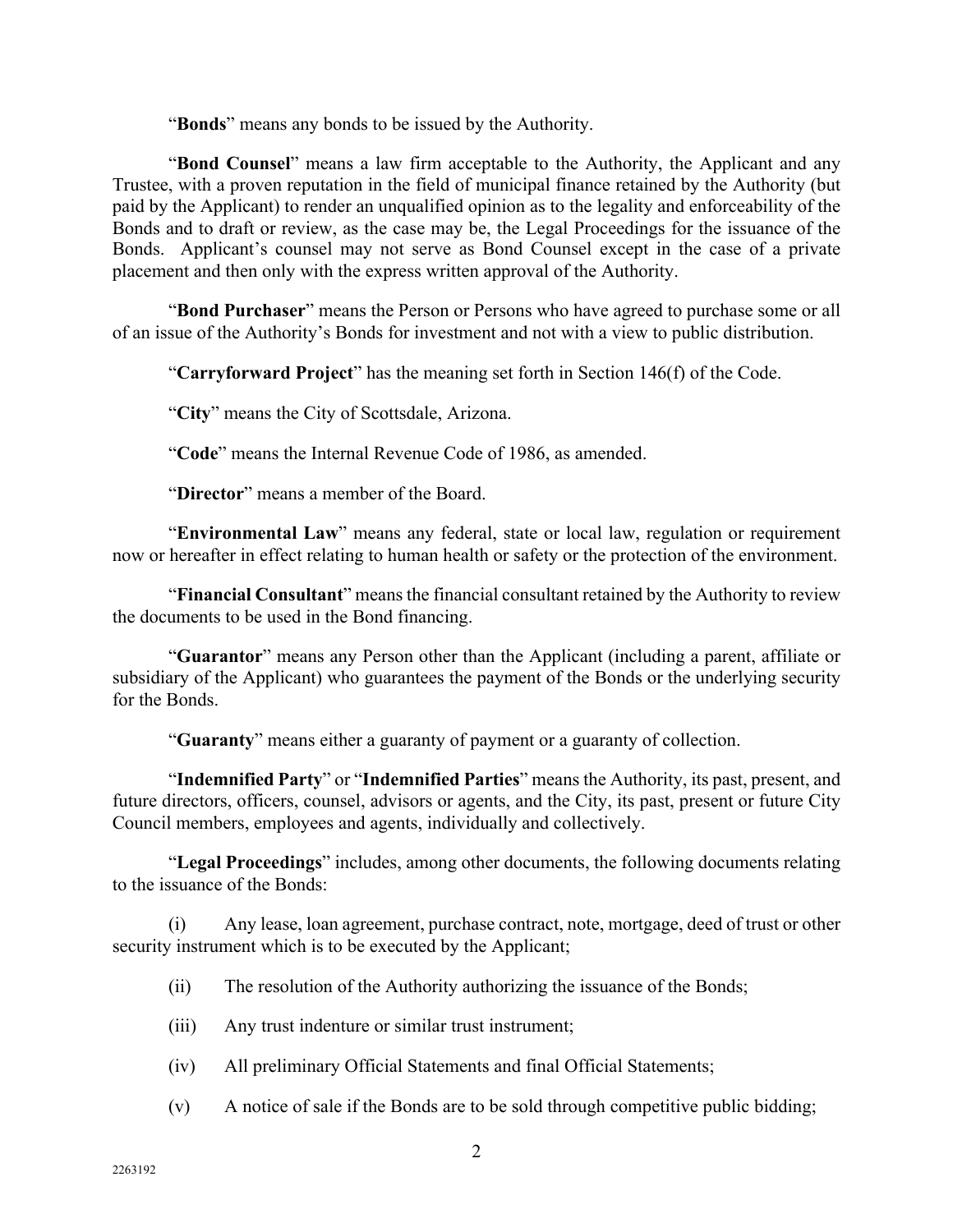"**Bonds**" means any bonds to be issued by the Authority.

"**Bond Counsel**" means a law firm acceptable to the Authority, the Applicant and any Trustee, with a proven reputation in the field of municipal finance retained by the Authority (but paid by the Applicant) to render an unqualified opinion as to the legality and enforceability of the Bonds and to draft or review, as the case may be, the Legal Proceedings for the issuance of the Bonds. Applicant's counsel may not serve as Bond Counsel except in the case of a private placement and then only with the express written approval of the Authority.

"**Bond Purchaser**" means the Person or Persons who have agreed to purchase some or all of an issue of the Authority's Bonds for investment and not with a view to public distribution.

"**Carryforward Project**" has the meaning set forth in Section 146(f) of the Code.

"**City**" means the City of Scottsdale, Arizona.

"**Code**" means the Internal Revenue Code of 1986, as amended.

"**Director**" means a member of the Board.

"**Environmental Law**" means any federal, state or local law, regulation or requirement now or hereafter in effect relating to human health or safety or the protection of the environment.

"**Financial Consultant**" means the financial consultant retained by the Authority to review the documents to be used in the Bond financing.

"**Guarantor**" means any Person other than the Applicant (including a parent, affiliate or subsidiary of the Applicant) who guarantees the payment of the Bonds or the underlying security for the Bonds.

"**Guaranty**" means either a guaranty of payment or a guaranty of collection.

"**Indemnified Party**" or "**Indemnified Parties**" means the Authority, its past, present, and future directors, officers, counsel, advisors or agents, and the City, its past, present or future City Council members, employees and agents, individually and collectively.

"**Legal Proceedings**" includes, among other documents, the following documents relating to the issuance of the Bonds:

(i) Any lease, loan agreement, purchase contract, note, mortgage, deed of trust or other security instrument which is to be executed by the Applicant;

(ii) The resolution of the Authority authorizing the issuance of the Bonds;

(iii) Any trust indenture or similar trust instrument;

(iv) All preliminary Official Statements and final Official Statements;

(v) A notice of sale if the Bonds are to be sold through competitive public bidding;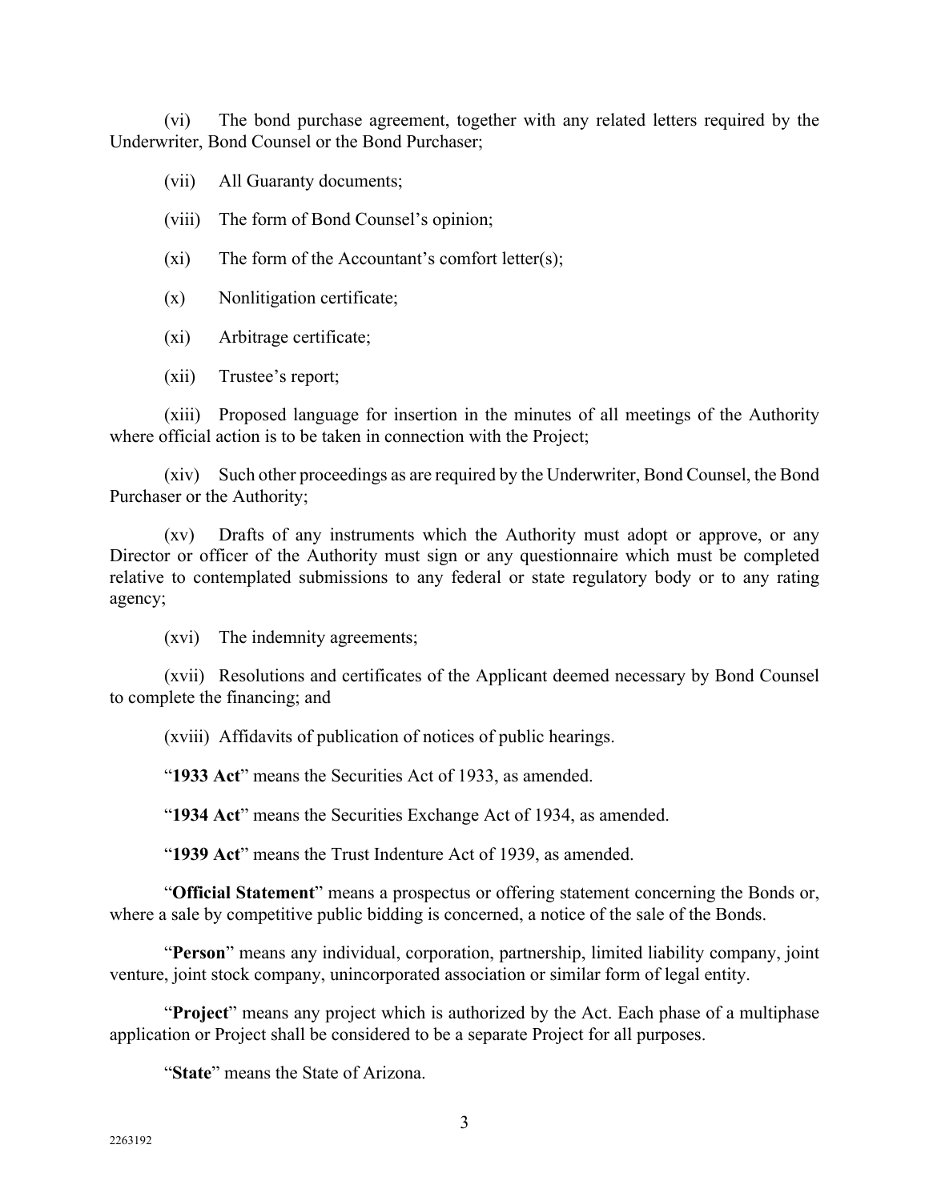(vi) The bond purchase agreement, together with any related letters required by the Underwriter, Bond Counsel or the Bond Purchaser;

(vii) All Guaranty documents;

(viii) The form of Bond Counsel's opinion;

(xi) The form of the Accountant's comfort letter(s);

(x) Nonlitigation certificate;

(xi) Arbitrage certificate;

(xii) Trustee's report;

(xiii) Proposed language for insertion in the minutes of all meetings of the Authority where official action is to be taken in connection with the Project;

(xiv) Such other proceedings as are required by the Underwriter, Bond Counsel, the Bond Purchaser or the Authority;

(xv) Drafts of any instruments which the Authority must adopt or approve, or any Director or officer of the Authority must sign or any questionnaire which must be completed relative to contemplated submissions to any federal or state regulatory body or to any rating agency;

(xvi) The indemnity agreements;

(xvii) Resolutions and certificates of the Applicant deemed necessary by Bond Counsel to complete the financing; and

(xviii) Affidavits of publication of notices of public hearings.

"**1933 Act**" means the Securities Act of 1933, as amended.

"**1934 Act**" means the Securities Exchange Act of 1934, as amended.

"**1939 Act**" means the Trust Indenture Act of 1939, as amended.

"**Official Statement**" means a prospectus or offering statement concerning the Bonds or, where a sale by competitive public bidding is concerned, a notice of the sale of the Bonds.

"**Person**" means any individual, corporation, partnership, limited liability company, joint venture, joint stock company, unincorporated association or similar form of legal entity.

"**Project**" means any project which is authorized by the Act. Each phase of a multiphase application or Project shall be considered to be a separate Project for all purposes.

"**State**" means the State of Arizona.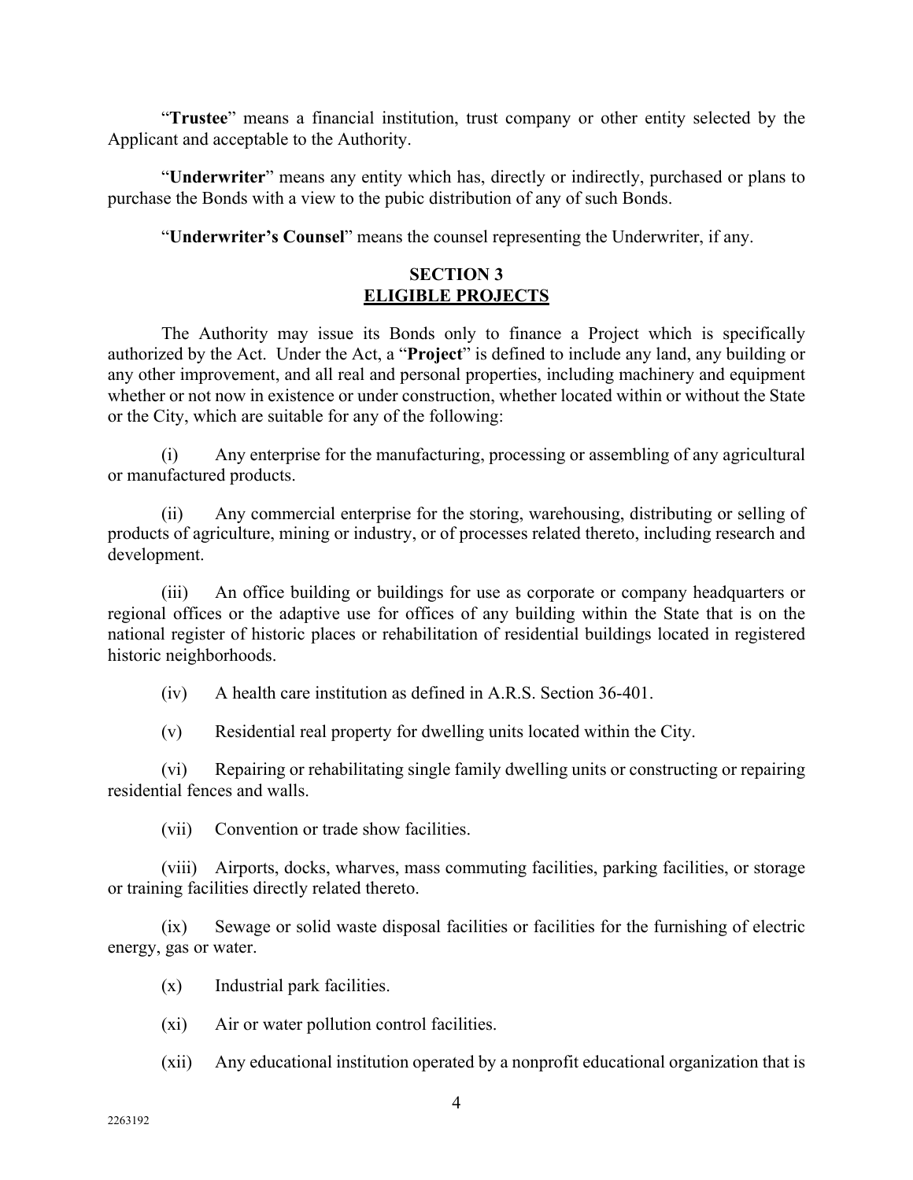"**Trustee**" means a financial institution, trust company or other entity selected by the Applicant and acceptable to the Authority.

"**Underwriter**" means any entity which has, directly or indirectly, purchased or plans to purchase the Bonds with a view to the pubic distribution of any of such Bonds.

"**Underwriter's Counsel**" means the counsel representing the Underwriter, if any.

## SECTION 3
## ELIGIBLE PROJECTS

The Authority may issue its Bonds only to finance a Project which is specifically authorized by the Act. Under the Act, a "**Project**" is defined to include any land, any building or any other improvement, and all real and personal properties, including machinery and equipment whether or not now in existence or under construction, whether located within or without the State or the City, which are suitable for any of the following:

(i) Any enterprise for the manufacturing, processing or assembling of any agricultural or manufactured products.

(ii) Any commercial enterprise for the storing, warehousing, distributing or selling of products of agriculture, mining or industry, or of processes related thereto, including research and development.

(iii) An office building or buildings for use as corporate or company headquarters or regional offices or the adaptive use for offices of any building within the State that is on the national register of historic places or rehabilitation of residential buildings located in registered historic neighborhoods.

(iv) A health care institution as defined in A.R.S. Section 36-401.

(v) Residential real property for dwelling units located within the City.

(vi) Repairing or rehabilitating single family dwelling units or constructing or repairing residential fences and walls.

(vii) Convention or trade show facilities.

(viii) Airports, docks, wharves, mass commuting facilities, parking facilities, or storage or training facilities directly related thereto.

(ix) Sewage or solid waste disposal facilities or facilities for the furnishing of electric energy, gas or water.

(x) Industrial park facilities.

(xi) Air or water pollution control facilities.

(xii) Any educational institution operated by a nonprofit educational organization that is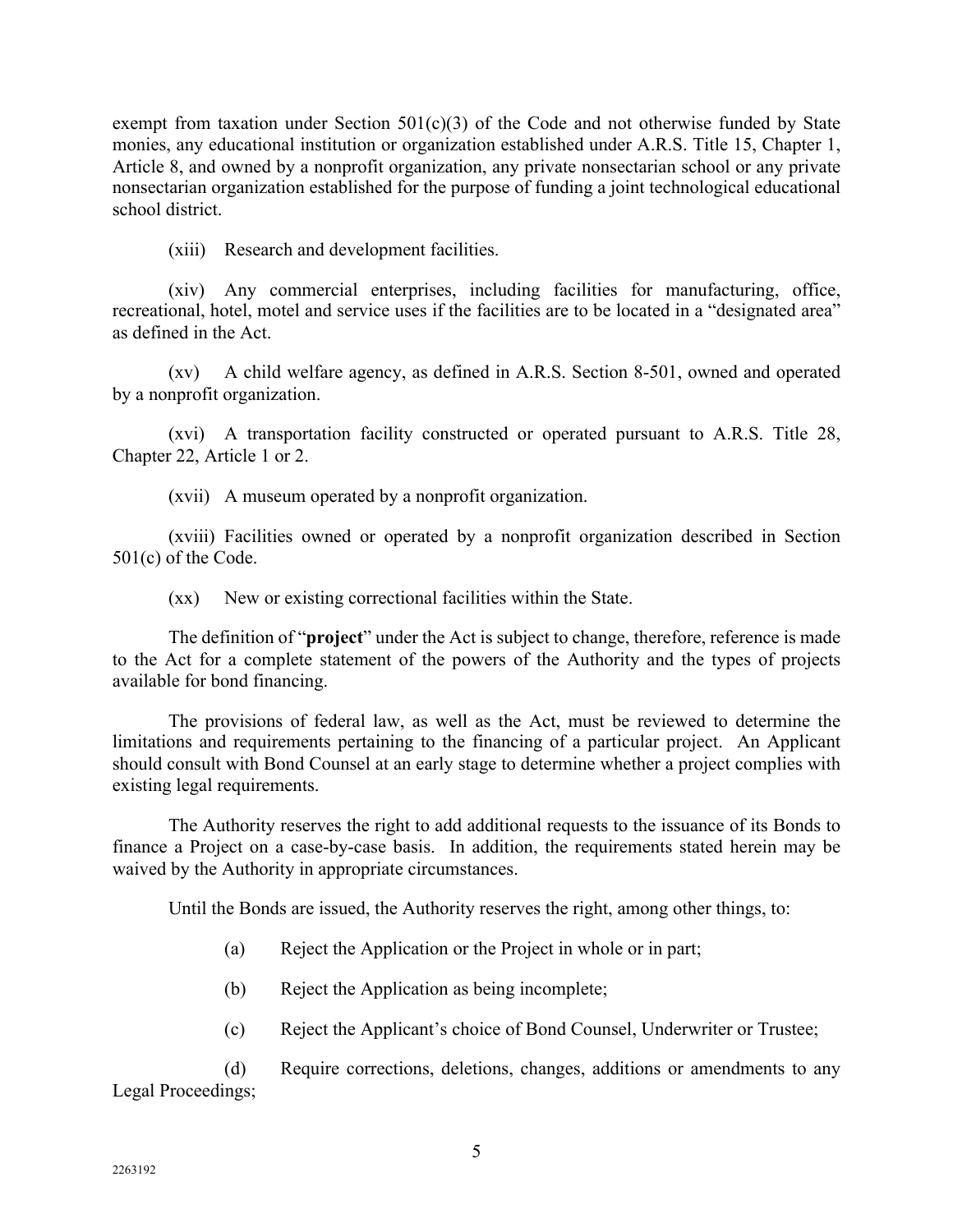exempt from taxation under Section 501(c)(3) of the Code and not otherwise funded by State monies, any educational institution or organization established under A.R.S. Title 15, Chapter 1, Article 8, and owned by a nonprofit organization, any private nonsectarian school or any private nonsectarian organization established for the purpose of funding a joint technological educational school district.

(xiii) Research and development facilities.

(xiv) Any commercial enterprises, including facilities for manufacturing, office, recreational, hotel, motel and service uses if the facilities are to be located in a "designated area" as defined in the Act.

(xv) A child welfare agency, as defined in A.R.S. Section 8-501, owned and operated by a nonprofit organization.

(xvi) A transportation facility constructed or operated pursuant to A.R.S. Title 28, Chapter 22, Article 1 or 2.

(xvii) A museum operated by a nonprofit organization.

(xviii) Facilities owned or operated by a nonprofit organization described in Section 501(c) of the Code.

(xx) New or existing correctional facilities within the State.

The definition of "**project**" under the Act is subject to change, therefore, reference is made to the Act for a complete statement of the powers of the Authority and the types of projects available for bond financing.

The provisions of federal law, as well as the Act, must be reviewed to determine the limitations and requirements pertaining to the financing of a particular project. An Applicant should consult with Bond Counsel at an early stage to determine whether a project complies with existing legal requirements.

The Authority reserves the right to add additional requests to the issuance of its Bonds to finance a Project on a case-by-case basis. In addition, the requirements stated herein may be waived by the Authority in appropriate circumstances.

Until the Bonds are issued, the Authority reserves the right, among other things, to:

(a) Reject the Application or the Project in whole or in part;

(b) Reject the Application as being incomplete;

(c) Reject the Applicant's choice of Bond Counsel, Underwriter or Trustee;

(d) Require corrections, deletions, changes, additions or amendments to any Legal Proceedings;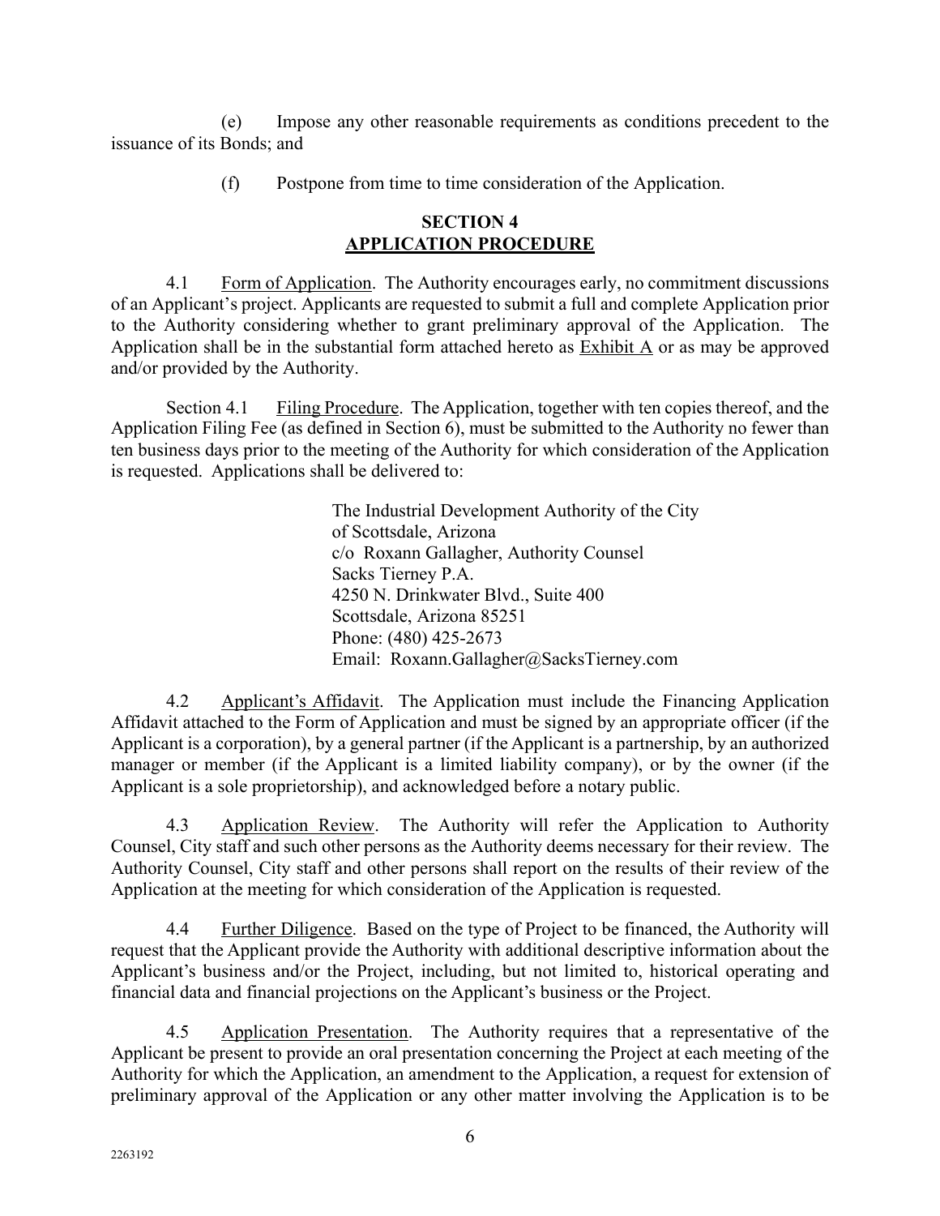(e) Impose any other reasonable requirements as conditions precedent to the issuance of its Bonds; and

(f) Postpone from time to time consideration of the Application.

## SECTION 4
## APPLICATION PROCEDURE

4.1 Form of Application. The Authority encourages early, no commitment discussions of an Applicant's project. Applicants are requested to submit a full and complete Application prior to the Authority considering whether to grant preliminary approval of the Application. The Application shall be in the substantial form attached hereto as Exhibit A or as may be approved and/or provided by the Authority.

Section 4.1 Filing Procedure. The Application, together with ten copies thereof, and the Application Filing Fee (as defined in Section 6), must be submitted to the Authority no fewer than ten business days prior to the meeting of the Authority for which consideration of the Application is requested. Applications shall be delivered to:

The Industrial Development Authority of the City of Scottsdale, Arizona
c/o Roxann Gallagher, Authority Counsel
Sacks Tierney P.A.
4250 N. Drinkwater Blvd., Suite 400
Scottsdale, Arizona 85251
Phone: (480) 425-2673
Email: Roxann.Gallagher@SacksTierney.com

4.2 Applicant's Affidavit. The Application must include the Financing Application Affidavit attached to the Form of Application and must be signed by an appropriate officer (if the Applicant is a corporation), by a general partner (if the Applicant is a partnership, by an authorized manager or member (if the Applicant is a limited liability company), or by the owner (if the Applicant is a sole proprietorship), and acknowledged before a notary public.

4.3 Application Review. The Authority will refer the Application to Authority Counsel, City staff and such other persons as the Authority deems necessary for their review. The Authority Counsel, City staff and other persons shall report on the results of their review of the Application at the meeting for which consideration of the Application is requested.

4.4 Further Diligence. Based on the type of Project to be financed, the Authority will request that the Applicant provide the Authority with additional descriptive information about the Applicant's business and/or the Project, including, but not limited to, historical operating and financial data and financial projections on the Applicant's business or the Project.

4.5 Application Presentation. The Authority requires that a representative of the Applicant be present to provide an oral presentation concerning the Project at each meeting of the Authority for which the Application, an amendment to the Application, a request for extension of preliminary approval of the Application or any other matter involving the Application is to be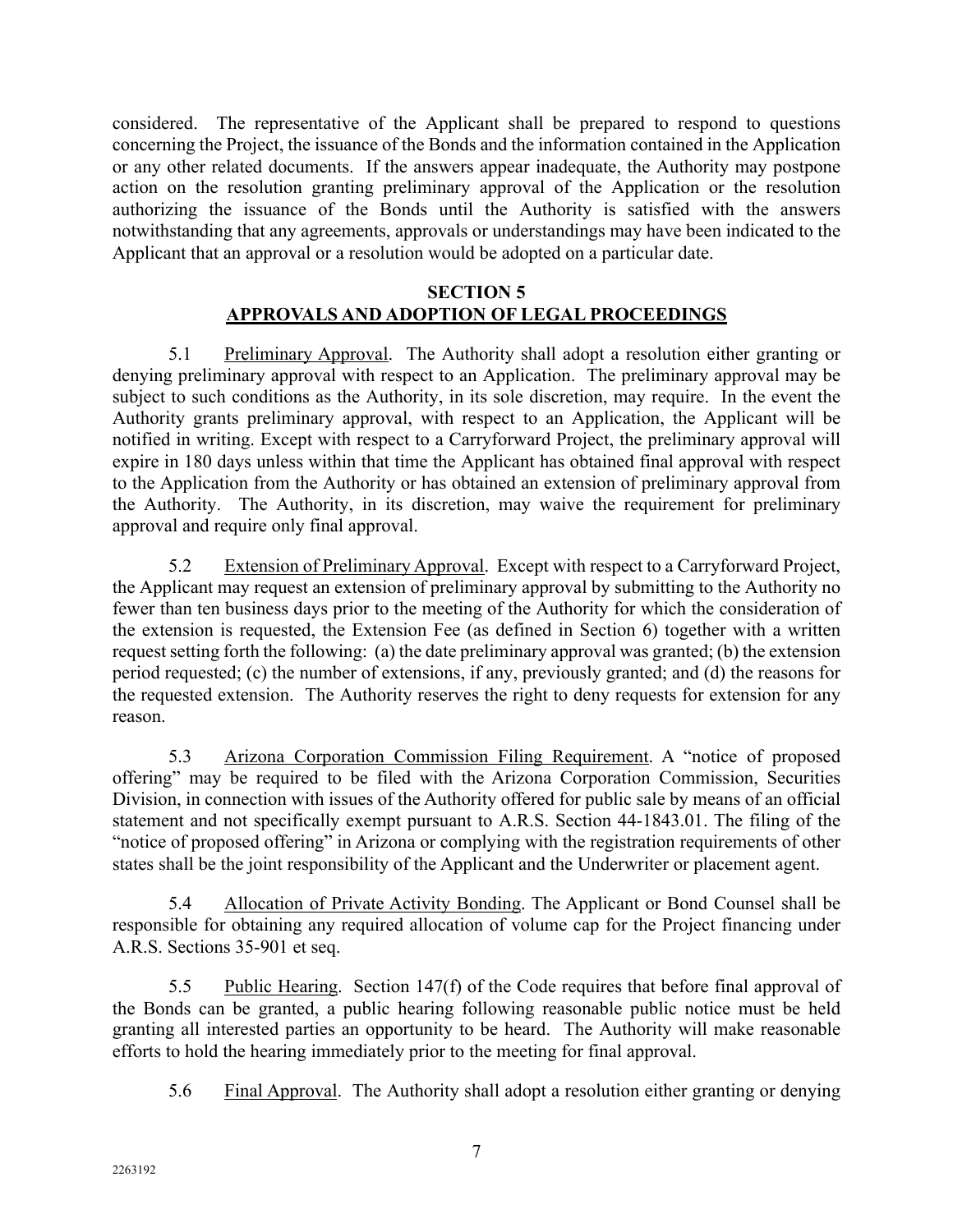considered. The representative of the Applicant shall be prepared to respond to questions concerning the Project, the issuance of the Bonds and the information contained in the Application or any other related documents. If the answers appear inadequate, the Authority may postpone action on the resolution granting preliminary approval of the Application or the resolution authorizing the issuance of the Bonds until the Authority is satisfied with the answers notwithstanding that any agreements, approvals or understandings may have been indicated to the Applicant that an approval or a resolution would be adopted on a particular date.

## SECTION 5
## APPROVALS AND ADOPTION OF LEGAL PROCEEDINGS

5.1 Preliminary Approval. The Authority shall adopt a resolution either granting or denying preliminary approval with respect to an Application. The preliminary approval may be subject to such conditions as the Authority, in its sole discretion, may require. In the event the Authority grants preliminary approval, with respect to an Application, the Applicant will be notified in writing. Except with respect to a Carryforward Project, the preliminary approval will expire in 180 days unless within that time the Applicant has obtained final approval with respect to the Application from the Authority or has obtained an extension of preliminary approval from the Authority. The Authority, in its discretion, may waive the requirement for preliminary approval and require only final approval.

5.2 Extension of Preliminary Approval. Except with respect to a Carryforward Project, the Applicant may request an extension of preliminary approval by submitting to the Authority no fewer than ten business days prior to the meeting of the Authority for which the consideration of the extension is requested, the Extension Fee (as defined in Section 6) together with a written request setting forth the following: (a) the date preliminary approval was granted; (b) the extension period requested; (c) the number of extensions, if any, previously granted; and (d) the reasons for the requested extension. The Authority reserves the right to deny requests for extension for any reason.

5.3 Arizona Corporation Commission Filing Requirement. A "notice of proposed offering" may be required to be filed with the Arizona Corporation Commission, Securities Division, in connection with issues of the Authority offered for public sale by means of an official statement and not specifically exempt pursuant to A.R.S. Section 44-1843.01. The filing of the "notice of proposed offering" in Arizona or complying with the registration requirements of other states shall be the joint responsibility of the Applicant and the Underwriter or placement agent.

5.4 Allocation of Private Activity Bonding. The Applicant or Bond Counsel shall be responsible for obtaining any required allocation of volume cap for the Project financing under A.R.S. Sections 35-901 et seq.

5.5 Public Hearing. Section 147(f) of the Code requires that before final approval of the Bonds can be granted, a public hearing following reasonable public notice must be held granting all interested parties an opportunity to be heard. The Authority will make reasonable efforts to hold the hearing immediately prior to the meeting for final approval.

5.6 Final Approval. The Authority shall adopt a resolution either granting or denying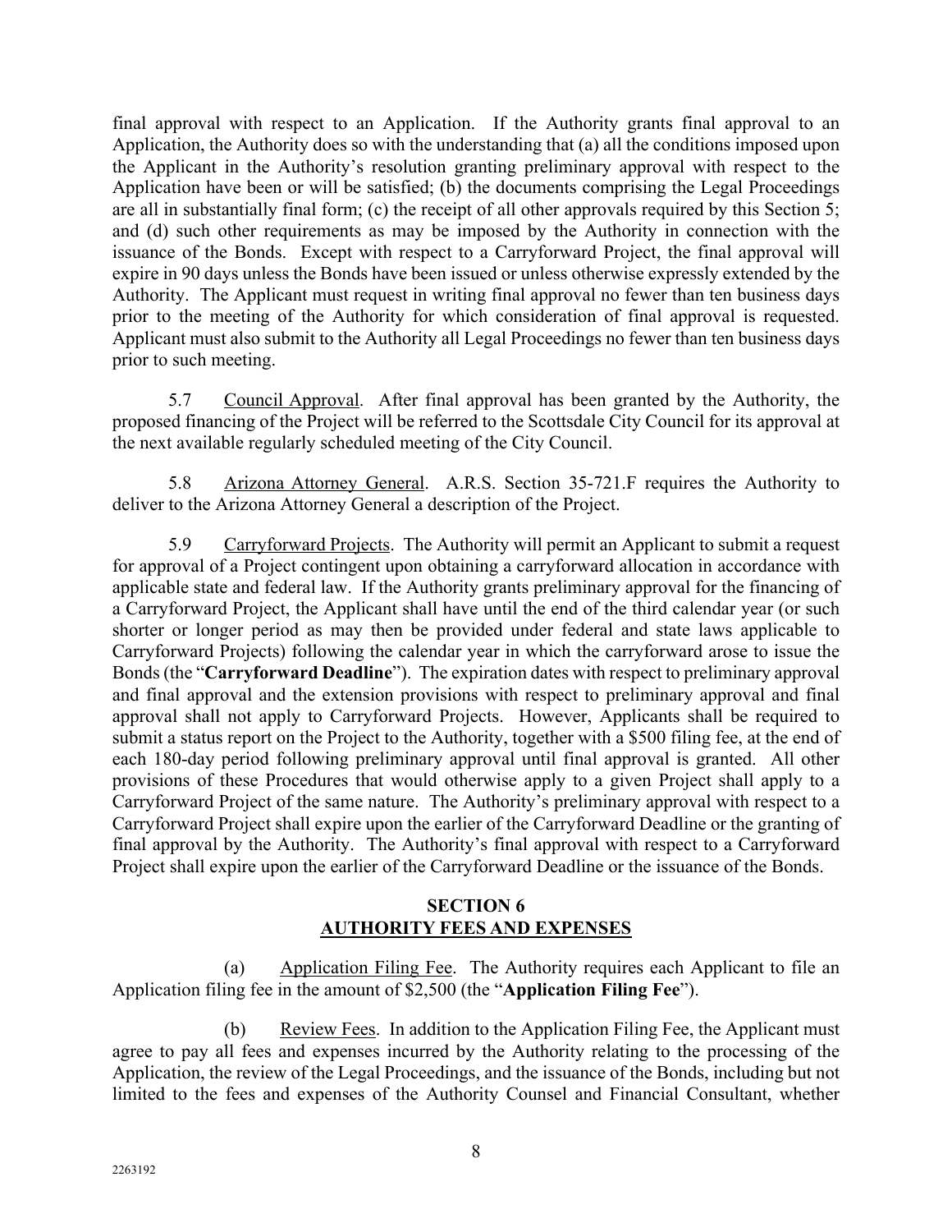final approval with respect to an Application. If the Authority grants final approval to an Application, the Authority does so with the understanding that (a) all the conditions imposed upon the Applicant in the Authority's resolution granting preliminary approval with respect to the Application have been or will be satisfied; (b) the documents comprising the Legal Proceedings are all in substantially final form; (c) the receipt of all other approvals required by this Section 5; and (d) such other requirements as may be imposed by the Authority in connection with the issuance of the Bonds. Except with respect to a Carryforward Project, the final approval will expire in 90 days unless the Bonds have been issued or unless otherwise expressly extended by the Authority. The Applicant must request in writing final approval no fewer than ten business days prior to the meeting of the Authority for which consideration of final approval is requested. Applicant must also submit to the Authority all Legal Proceedings no fewer than ten business days prior to such meeting.

5.7 Council Approval. After final approval has been granted by the Authority, the proposed financing of the Project will be referred to the Scottsdale City Council for its approval at the next available regularly scheduled meeting of the City Council.

5.8 Arizona Attorney General. A.R.S. Section 35-721.F requires the Authority to deliver to the Arizona Attorney General a description of the Project.

5.9 Carryforward Projects. The Authority will permit an Applicant to submit a request for approval of a Project contingent upon obtaining a carryforward allocation in accordance with applicable state and federal law. If the Authority grants preliminary approval for the financing of a Carryforward Project, the Applicant shall have until the end of the third calendar year (or such shorter or longer period as may then be provided under federal and state laws applicable to Carryforward Projects) following the calendar year in which the carryforward arose to issue the Bonds (the "**Carryforward Deadline**"). The expiration dates with respect to preliminary approval and final approval and the extension provisions with respect to preliminary approval and final approval shall not apply to Carryforward Projects. However, Applicants shall be required to submit a status report on the Project to the Authority, together with a $500 filing fee, at the end of each 180-day period following preliminary approval until final approval is granted. All other provisions of these Procedures that would otherwise apply to a given Project shall apply to a Carryforward Project of the same nature. The Authority's preliminary approval with respect to a Carryforward Project shall expire upon the earlier of the Carryforward Deadline or the granting of final approval by the Authority. The Authority's final approval with respect to a Carryforward Project shall expire upon the earlier of the Carryforward Deadline or the issuance of the Bonds.

## SECTION 6
## AUTHORITY FEES AND EXPENSES

(a) Application Filing Fee. The Authority requires each Applicant to file an Application filing fee in the amount of $2,500 (the "**Application Filing Fee**").

(b) Review Fees. In addition to the Application Filing Fee, the Applicant must agree to pay all fees and expenses incurred by the Authority relating to the processing of the Application, the review of the Legal Proceedings, and the issuance of the Bonds, including but not limited to the fees and expenses of the Authority Counsel and Financial Consultant, whether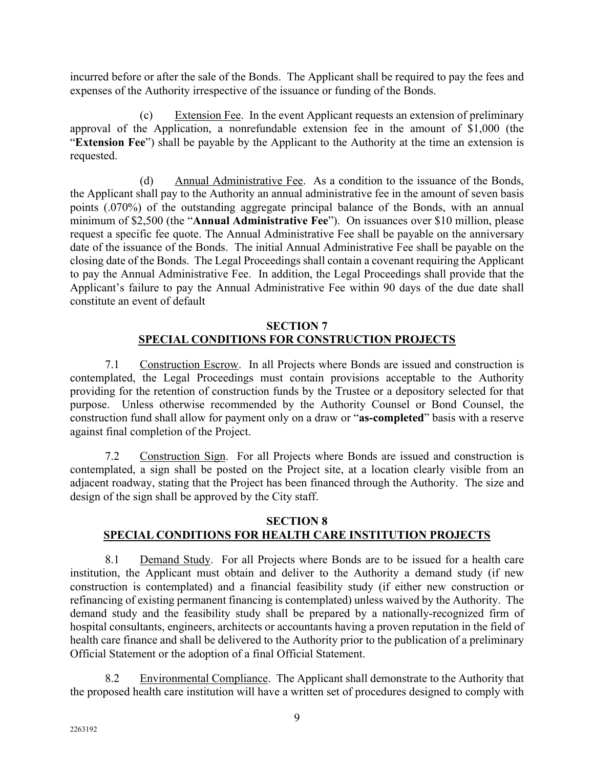incurred before or after the sale of the Bonds. The Applicant shall be required to pay the fees and expenses of the Authority irrespective of the issuance or funding of the Bonds.

(c) Extension Fee. In the event Applicant requests an extension of preliminary approval of the Application, a nonrefundable extension fee in the amount of $1,000 (the "**Extension Fee**") shall be payable by the Applicant to the Authority at the time an extension is requested.

(d) Annual Administrative Fee. As a condition to the issuance of the Bonds, the Applicant shall pay to the Authority an annual administrative fee in the amount of seven basis points (.070%) of the outstanding aggregate principal balance of the Bonds, with an annual minimum of $2,500 (the "**Annual Administrative Fee**"). On issuances over $10 million, please request a specific fee quote. The Annual Administrative Fee shall be payable on the anniversary date of the issuance of the Bonds. The initial Annual Administrative Fee shall be payable on the closing date of the Bonds. The Legal Proceedings shall contain a covenant requiring the Applicant to pay the Annual Administrative Fee. In addition, the Legal Proceedings shall provide that the Applicant's failure to pay the Annual Administrative Fee within 90 days of the due date shall constitute an event of default

## SECTION 7
## SPECIAL CONDITIONS FOR CONSTRUCTION PROJECTS

7.1 Construction Escrow. In all Projects where Bonds are issued and construction is contemplated, the Legal Proceedings must contain provisions acceptable to the Authority providing for the retention of construction funds by the Trustee or a depository selected for that purpose. Unless otherwise recommended by the Authority Counsel or Bond Counsel, the construction fund shall allow for payment only on a draw or "**as-completed**" basis with a reserve against final completion of the Project.

7.2 Construction Sign. For all Projects where Bonds are issued and construction is contemplated, a sign shall be posted on the Project site, at a location clearly visible from an adjacent roadway, stating that the Project has been financed through the Authority. The size and design of the sign shall be approved by the City staff.

## SECTION 8
## SPECIAL CONDITIONS FOR HEALTH CARE INSTITUTION PROJECTS

8.1 Demand Study. For all Projects where Bonds are to be issued for a health care institution, the Applicant must obtain and deliver to the Authority a demand study (if new construction is contemplated) and a financial feasibility study (if either new construction or refinancing of existing permanent financing is contemplated) unless waived by the Authority. The demand study and the feasibility study shall be prepared by a nationally-recognized firm of hospital consultants, engineers, architects or accountants having a proven reputation in the field of health care finance and shall be delivered to the Authority prior to the publication of a preliminary Official Statement or the adoption of a final Official Statement.

8.2 Environmental Compliance. The Applicant shall demonstrate to the Authority that the proposed health care institution will have a written set of procedures designed to comply with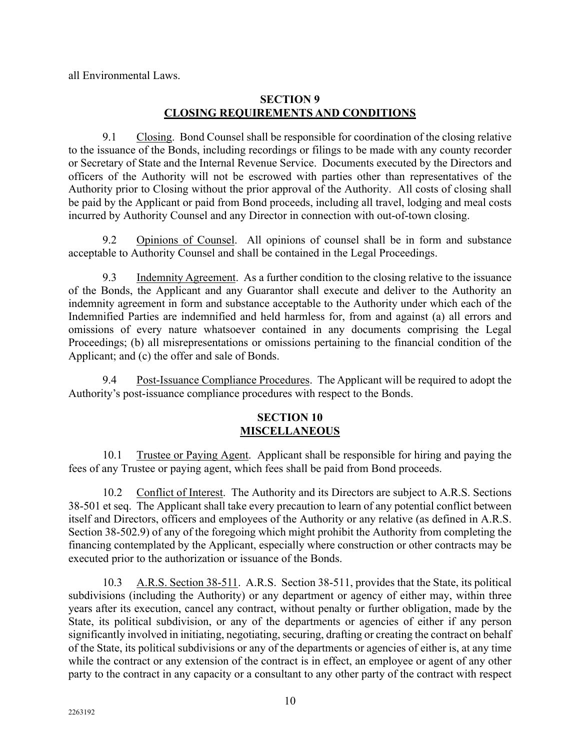all Environmental Laws.

## SECTION 9
## CLOSING REQUIREMENTS AND CONDITIONS

9.1 Closing. Bond Counsel shall be responsible for coordination of the closing relative to the issuance of the Bonds, including recordings or filings to be made with any county recorder or Secretary of State and the Internal Revenue Service. Documents executed by the Directors and officers of the Authority will not be escrowed with parties other than representatives of the Authority prior to Closing without the prior approval of the Authority. All costs of closing shall be paid by the Applicant or paid from Bond proceeds, including all travel, lodging and meal costs incurred by Authority Counsel and any Director in connection with out-of-town closing.

9.2 Opinions of Counsel. All opinions of counsel shall be in form and substance acceptable to Authority Counsel and shall be contained in the Legal Proceedings.

9.3 Indemnity Agreement. As a further condition to the closing relative to the issuance of the Bonds, the Applicant and any Guarantor shall execute and deliver to the Authority an indemnity agreement in form and substance acceptable to the Authority under which each of the Indemnified Parties are indemnified and held harmless for, from and against (a) all errors and omissions of every nature whatsoever contained in any documents comprising the Legal Proceedings; (b) all misrepresentations or omissions pertaining to the financial condition of the Applicant; and (c) the offer and sale of Bonds.

9.4 Post-Issuance Compliance Procedures. The Applicant will be required to adopt the Authority's post-issuance compliance procedures with respect to the Bonds.

## SECTION 10
## MISCELLANEOUS

10.1 Trustee or Paying Agent. Applicant shall be responsible for hiring and paying the fees of any Trustee or paying agent, which fees shall be paid from Bond proceeds.

10.2 Conflict of Interest. The Authority and its Directors are subject to A.R.S. Sections 38-501 et seq. The Applicant shall take every precaution to learn of any potential conflict between itself and Directors, officers and employees of the Authority or any relative (as defined in A.R.S. Section 38-502.9) of any of the foregoing which might prohibit the Authority from completing the financing contemplated by the Applicant, especially where construction or other contracts may be executed prior to the authorization or issuance of the Bonds.

10.3 A.R.S. Section 38-511. A.R.S. Section 38-511, provides that the State, its political subdivisions (including the Authority) or any department or agency of either may, within three years after its execution, cancel any contract, without penalty or further obligation, made by the State, its political subdivision, or any of the departments or agencies of either if any person significantly involved in initiating, negotiating, securing, drafting or creating the contract on behalf of the State, its political subdivisions or any of the departments or agencies of either is, at any time while the contract or any extension of the contract is in effect, an employee or agent of any other party to the contract in any capacity or a consultant to any other party of the contract with respect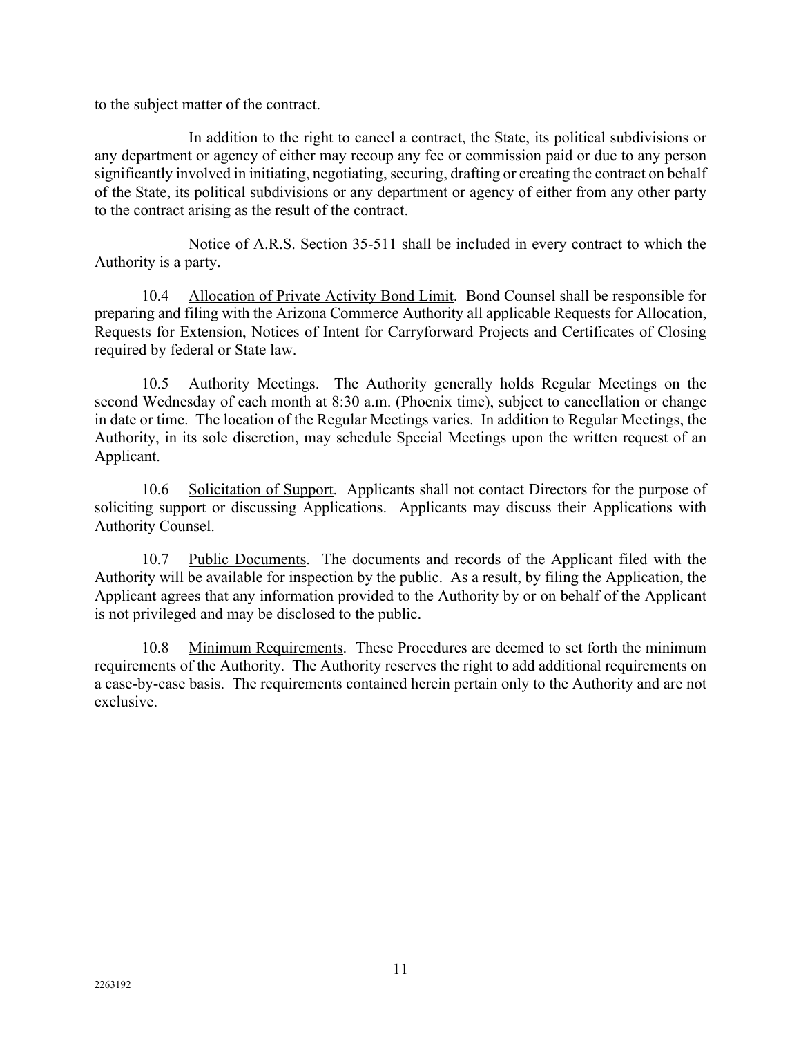to the subject matter of the contract.

In addition to the right to cancel a contract, the State, its political subdivisions or any department or agency of either may recoup any fee or commission paid or due to any person significantly involved in initiating, negotiating, securing, drafting or creating the contract on behalf of the State, its political subdivisions or any department or agency of either from any other party to the contract arising as the result of the contract.

Notice of A.R.S. Section 35-511 shall be included in every contract to which the Authority is a party.

10.4 Allocation of Private Activity Bond Limit. Bond Counsel shall be responsible for preparing and filing with the Arizona Commerce Authority all applicable Requests for Allocation, Requests for Extension, Notices of Intent for Carryforward Projects and Certificates of Closing required by federal or State law.

10.5 Authority Meetings. The Authority generally holds Regular Meetings on the second Wednesday of each month at 8:30 a.m. (Phoenix time), subject to cancellation or change in date or time. The location of the Regular Meetings varies. In addition to Regular Meetings, the Authority, in its sole discretion, may schedule Special Meetings upon the written request of an Applicant.

10.6 Solicitation of Support. Applicants shall not contact Directors for the purpose of soliciting support or discussing Applications. Applicants may discuss their Applications with Authority Counsel.

10.7 Public Documents. The documents and records of the Applicant filed with the Authority will be available for inspection by the public. As a result, by filing the Application, the Applicant agrees that any information provided to the Authority by or on behalf of the Applicant is not privileged and may be disclosed to the public.

10.8 Minimum Requirements. These Procedures are deemed to set forth the minimum requirements of the Authority. The Authority reserves the right to add additional requirements on a case-by-case basis. The requirements contained herein pertain only to the Authority and are not exclusive.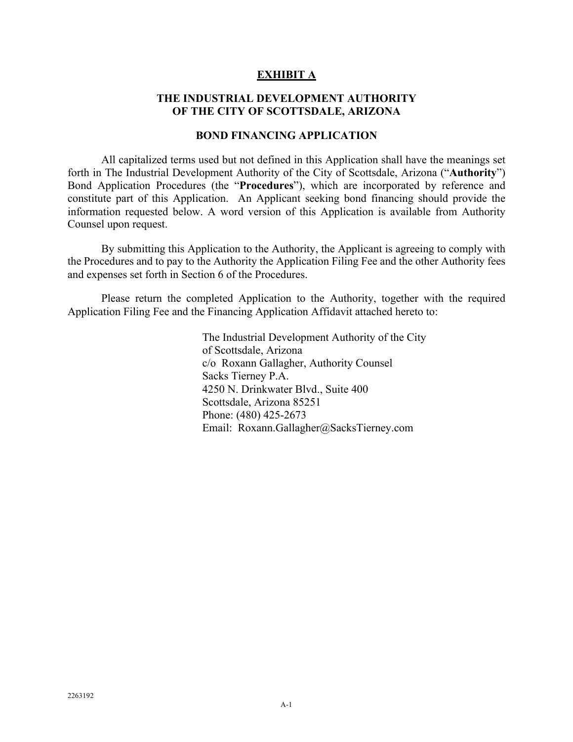# EXHIBIT A

## THE INDUSTRIAL DEVELOPMENT AUTHORITY OF THE CITY OF SCOTTSDALE, ARIZONA

## BOND FINANCING APPLICATION

All capitalized terms used but not defined in this Application shall have the meanings set forth in The Industrial Development Authority of the City of Scottsdale, Arizona ("**Authority**") Bond Application Procedures (the "**Procedures**"), which are incorporated by reference and constitute part of this Application. An Applicant seeking bond financing should provide the information requested below. A word version of this Application is available from Authority Counsel upon request.

By submitting this Application to the Authority, the Applicant is agreeing to comply with the Procedures and to pay to the Authority the Application Filing Fee and the other Authority fees and expenses set forth in Section 6 of the Procedures.

Please return the completed Application to the Authority, together with the required Application Filing Fee and the Financing Application Affidavit attached hereto to:

The Industrial Development Authority of the City of Scottsdale, Arizona
c/o Roxann Gallagher, Authority Counsel
Sacks Tierney P.A.
4250 N. Drinkwater Blvd., Suite 400
Scottsdale, Arizona 85251
Phone: (480) 425-2673
Email: Roxann.Gallagher@SacksTierney.com

2263192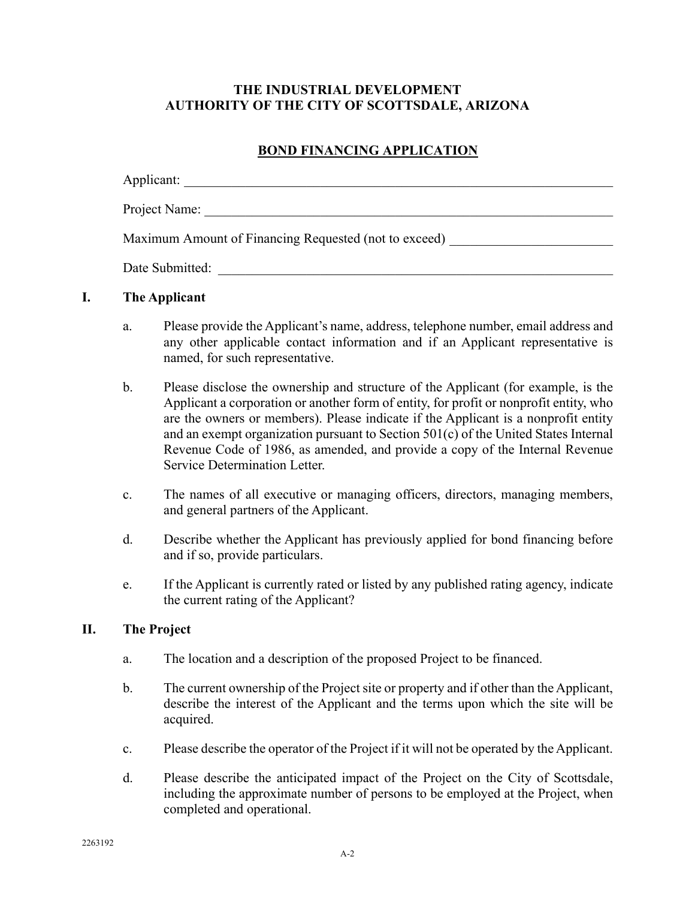**THE INDUSTRIAL DEVELOPMENT**
**AUTHORITY OF THE CITY OF SCOTTSDALE, ARIZONA**

**BOND FINANCING APPLICATION**

Applicant: ____________________________________________________________

Project Name: _________________________________________________________

Maximum Amount of Financing Requested (not to exceed) ______________________

Date Submitted: _______________________________________________________

## I. The Applicant

a. Please provide the Applicant's name, address, telephone number, email address and any other applicable contact information and if an Applicant representative is named, for such representative.

b. Please disclose the ownership and structure of the Applicant (for example, is the Applicant a corporation or another form of entity, for profit or nonprofit entity, who are the owners or members). Please indicate if the Applicant is a nonprofit entity and an exempt organization pursuant to Section 501(c) of the United States Internal Revenue Code of 1986, as amended, and provide a copy of the Internal Revenue Service Determination Letter.

c. The names of all executive or managing officers, directors, managing members, and general partners of the Applicant.

d. Describe whether the Applicant has previously applied for bond financing before and if so, provide particulars.

e. If the Applicant is currently rated or listed by any published rating agency, indicate the current rating of the Applicant?

## II. The Project

a. The location and a description of the proposed Project to be financed.

b. The current ownership of the Project site or property and if other than the Applicant, describe the interest of the Applicant and the terms upon which the site will be acquired.

c. Please describe the operator of the Project if it will not be operated by the Applicant.

d. Please describe the anticipated impact of the Project on the City of Scottsdale, including the approximate number of persons to be employed at the Project, when completed and operational.

2263192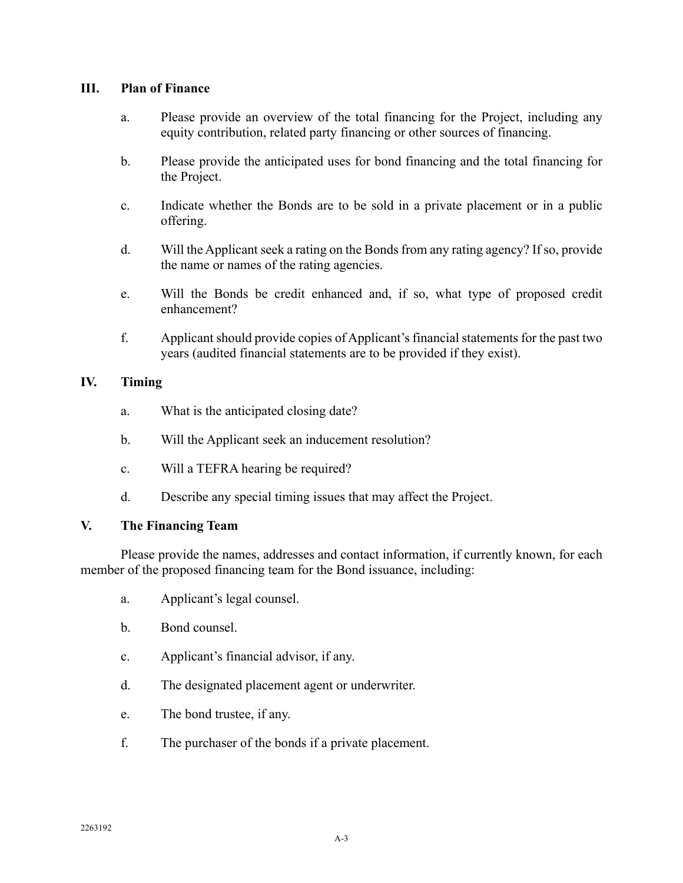## III. Plan of Finance

a. Please provide an overview of the total financing for the Project, including any equity contribution, related party financing or other sources of financing.

b. Please provide the anticipated uses for bond financing and the total financing for the Project.

c. Indicate whether the Bonds are to be sold in a private placement or in a public offering.

d. Will the Applicant seek a rating on the Bonds from any rating agency? If so, provide the name or names of the rating agencies.

e. Will the Bonds be credit enhanced and, if so, what type of proposed credit enhancement?

f. Applicant should provide copies of Applicant's financial statements for the past two years (audited financial statements are to be provided if they exist).

## IV. Timing

a. What is the anticipated closing date?

b. Will the Applicant seek an inducement resolution?

c. Will a TEFRA hearing be required?

d. Describe any special timing issues that may affect the Project.

## V. The Financing Team

Please provide the names, addresses and contact information, if currently known, for each member of the proposed financing team for the Bond issuance, including:

a. Applicant's legal counsel.

b. Bond counsel.

c. Applicant's financial advisor, if any.

d. The designated placement agent or underwriter.

e. The bond trustee, if any.

f. The purchaser of the bonds if a private placement.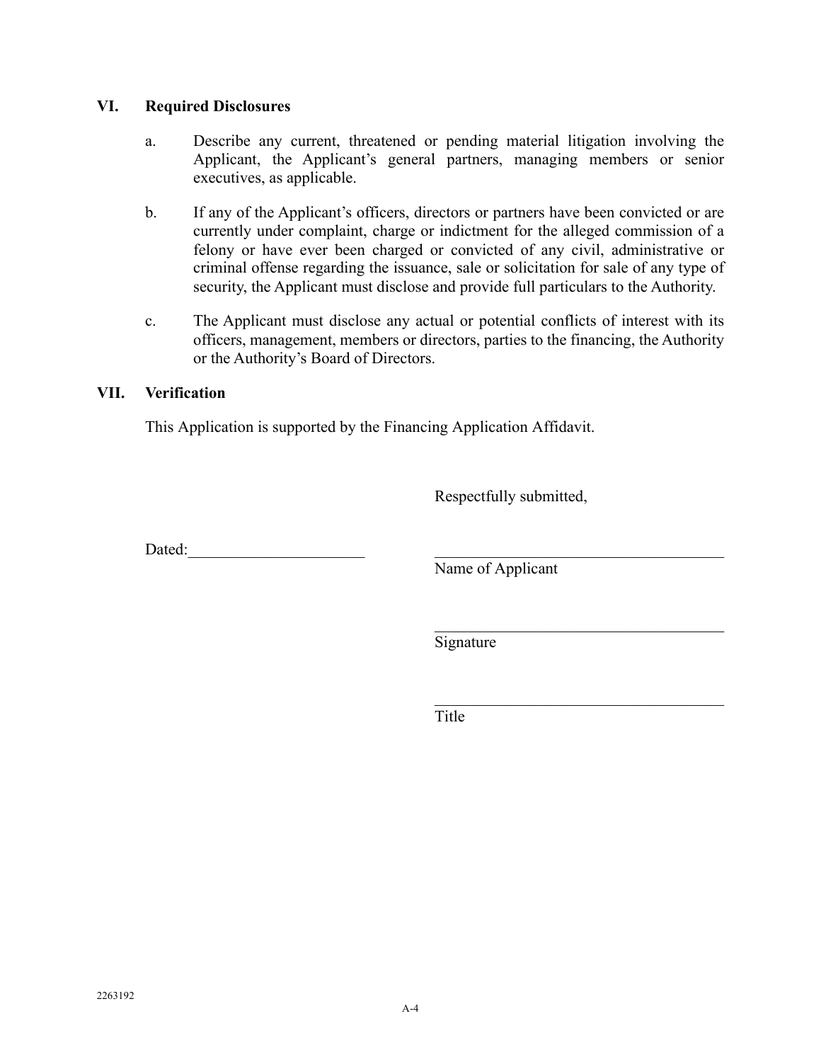## VI. Required Disclosures

a. Describe any current, threatened or pending material litigation involving the Applicant, the Applicant's general partners, managing members or senior executives, as applicable.

b. If any of the Applicant's officers, directors or partners have been convicted or are currently under complaint, charge or indictment for the alleged commission of a felony or have ever been charged or convicted of any civil, administrative or criminal offense regarding the issuance, sale or solicitation for sale of any type of security, the Applicant must disclose and provide full particulars to the Authority.

c. The Applicant must disclose any actual or potential conflicts of interest with its officers, management, members or directors, parties to the financing, the Authority or the Authority's Board of Directors.

## VII. Verification

This Application is supported by the Financing Application Affidavit.

Respectfully submitted,

Dated:______________________

____________________________________
Name of Applicant

____________________________________
Signature

____________________________________
Title

2263192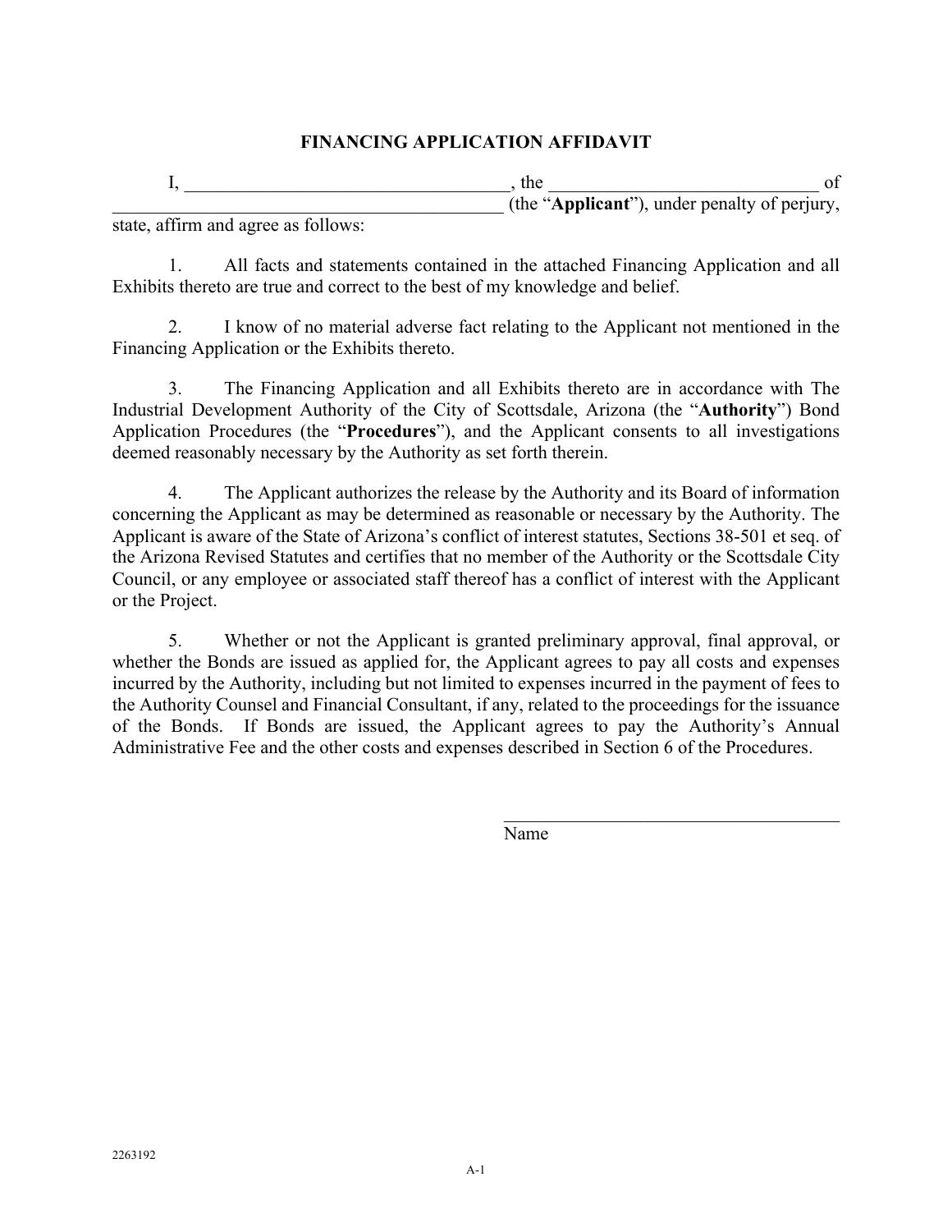# FINANCING APPLICATION AFFIDAVIT

I, ___________________________________, the _____________________________ of _________________________________________ (the "**Applicant**"), under penalty of perjury, state, affirm and agree as follows:

1. All facts and statements contained in the attached Financing Application and all Exhibits thereto are true and correct to the best of my knowledge and belief.

2. I know of no material adverse fact relating to the Applicant not mentioned in the Financing Application or the Exhibits thereto.

3. The Financing Application and all Exhibits thereto are in accordance with The Industrial Development Authority of the City of Scottsdale, Arizona (the "**Authority**") Bond Application Procedures (the "**Procedures**"), and the Applicant consents to all investigations deemed reasonably necessary by the Authority as set forth therein.

4. The Applicant authorizes the release by the Authority and its Board of information concerning the Applicant as may be determined as reasonable or necessary by the Authority. The Applicant is aware of the State of Arizona's conflict of interest statutes, Sections 38-501 et seq. of the Arizona Revised Statutes and certifies that no member of the Authority or the Scottsdale City Council, or any employee or associated staff thereof has a conflict of interest with the Applicant or the Project.

5. Whether or not the Applicant is granted preliminary approval, final approval, or whether the Bonds are issued as applied for, the Applicant agrees to pay all costs and expenses incurred by the Authority, including but not limited to expenses incurred in the payment of fees to the Authority Counsel and Financial Consultant, if any, related to the proceedings for the issuance of the Bonds. If Bonds are issued, the Applicant agrees to pay the Authority's Annual Administrative Fee and the other costs and expenses described in Section 6 of the Procedures.

_____________________________________

Name

2263192